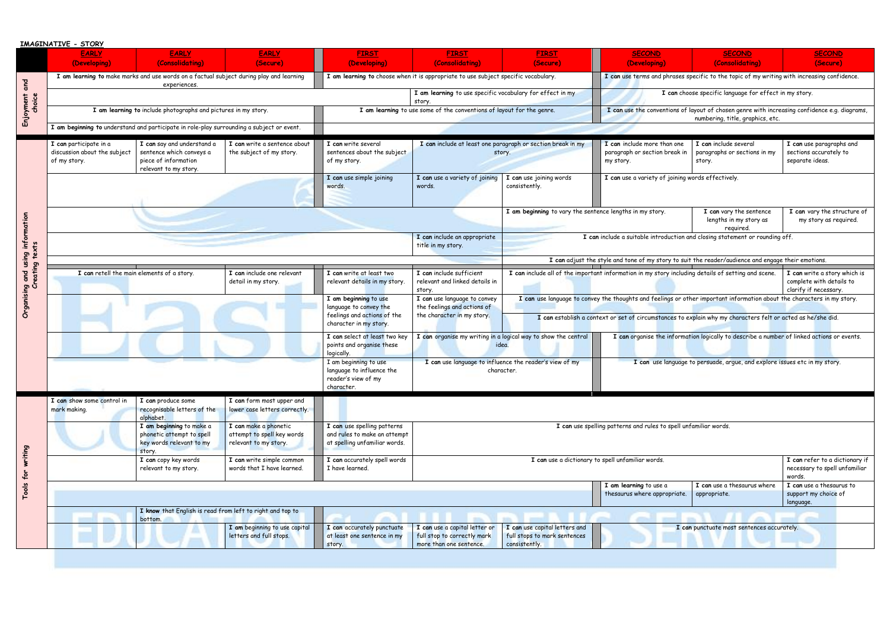**IMAGINATIVE - STORY**

| | EARLY (Developing) | EARLY (Consolidating) | EARLY (Secure) | FIRST (Developing) | FIRST (Consolidating) | FIRST (Secure) | SECOND (Developing) | SECOND (Consolidating) | SECOND (Secure) |
|---|---|---|---|---|---|---|---|---|---|
| Enjoyment and choice | **I am learning to** make marks and use words on a factual subject during play and learning experiences. | | | **I am learning to** choose when it is appropriate to use subject specific vocabulary. | | | **I can** use terms and phrases specific to the topic of my writing with increasing confidence. | | |
| | | | | | **I am learning** to use specific vocabulary for effect in my story. | | **I can** choose specific language for effect in my story. | | |
| | **I am learning to** include photographs and pictures in my story. | | | **I am learning** to use some of the conventions of layout for the genre. | | | **I can** use the conventions of layout of chosen genre with increasing confidence e.g. diagrams, numbering, title, graphics, etc. | | |
| | **I am beginning to** understand and participate in role-play surrounding a subject or event. | | | | | | | | |
| Organising and using information Creating texts | **I can** participate in a discussion about the subject of my story. | **I can** say and understand a sentence which conveys a piece of information relevant to my story. | **I can** write a sentence about the subject of my story. | **I can** write several sentences about the subject of my story. | **I can** include at least one paragraph or section break in my story. | | **I can** include more than one paragraph or section break in my story. | **I can** include several paragraphs or sections in my story. | **I can** use paragraphs and sections accurately to separate ideas. |
| | | | | **I can** use simple joining words. | **I can** use a variety of joining words. | **I can** use joining words consistently. | **I can** use a variety of joining words effectively. | | |
| | | | | | | **I am beginning** to vary the sentence lengths in my story. | | **I can** vary the sentence lengths in my story as required. | **I can** vary the structure of my story as required. |
| | | | | | **I can** include an appropriate title in my story. | **I can** include a suitable introduction and closing statement or rounding off. | | | |
| | | | | | | **I can** adjust the style and tone of my story to suit the reader/audience and engage their emotions. | | | |
| | **I can** retell the main elements of a story. | | **I can** include one relevant detail in my story. | **I can** write at least two relevant details in my story. | **I can** include sufficient relevant and linked details in story. | **I can** include all of the important information in my story including details of setting and scene. | | | **I can** write a story which is complete with details to clarify if necessary. |
| | | | | **I am beginning** to use language to convey the feelings and actions of the character in my story. | **I can** use language to convey the feelings and actions of the character in my story. | **I can** use language to convey the thoughts and feelings or other important information about the characters in my story. | | | |
| | | | | | | **I can** establish a context or set of circumstances to explain why my characters felt or acted as he/she did. | | | |
| | | | | **I can** select at least two key points and organise these logically. | **I can** organise my writing in a logical way to show the central idea. | | **I can** organise the information logically to describe a number of linked actions or events. | | |
| | | | | I am beginning to use language to influence the reader's view of my character. | **I can** use language to influence the reader's view of my character. | | **I can** use language to persuade, argue, and explore issues etc in my story. | | |
| Tools for writing | **I can** show some control in mark making. | **I can** produce some recognisable letters of the alphabet. | **I can** form most upper and lower case letters correctly. | | | | | | |
| | | **I am beginning** to make a phonetic attempt to spell key words relevant to my story. | **I can** make a phonetic attempt to spell key words relevant to my story. | **I can** use spelling patterns and rules to make an attempt at spelling unfamiliar words. | **I can** use spelling patterns and rules to spell unfamiliar words. | | | | |
| | | **I can** copy key words relevant to my story. | **I can** write simple common words that I have learned. | **I can** accurately spell words I have learned. | **I can** use a dictionary to spell unfamiliar words. | | | | **I can** refer to a dictionary if necessary to spell unfamiliar words. |
| | | | | | | | **I am learning** to use a thesaurus where appropriate. | **I can** use a thesaurus where appropriate. | **I can** use a thesaurus to support my choice of language. |
| | | **I know** that English is read from left to right and top to bottom. | | | | | | | |
| | | | **I am** beginning to use capital letters and full stops. | **I can** accurately punctuate at least one sentence in my story. | **I can** use a capital letter or full stop to correctly mark more than one sentence. | **I can** use capital letters and full stops to mark sentences consistently. | **I can** punctuate most sentences accurately. | | |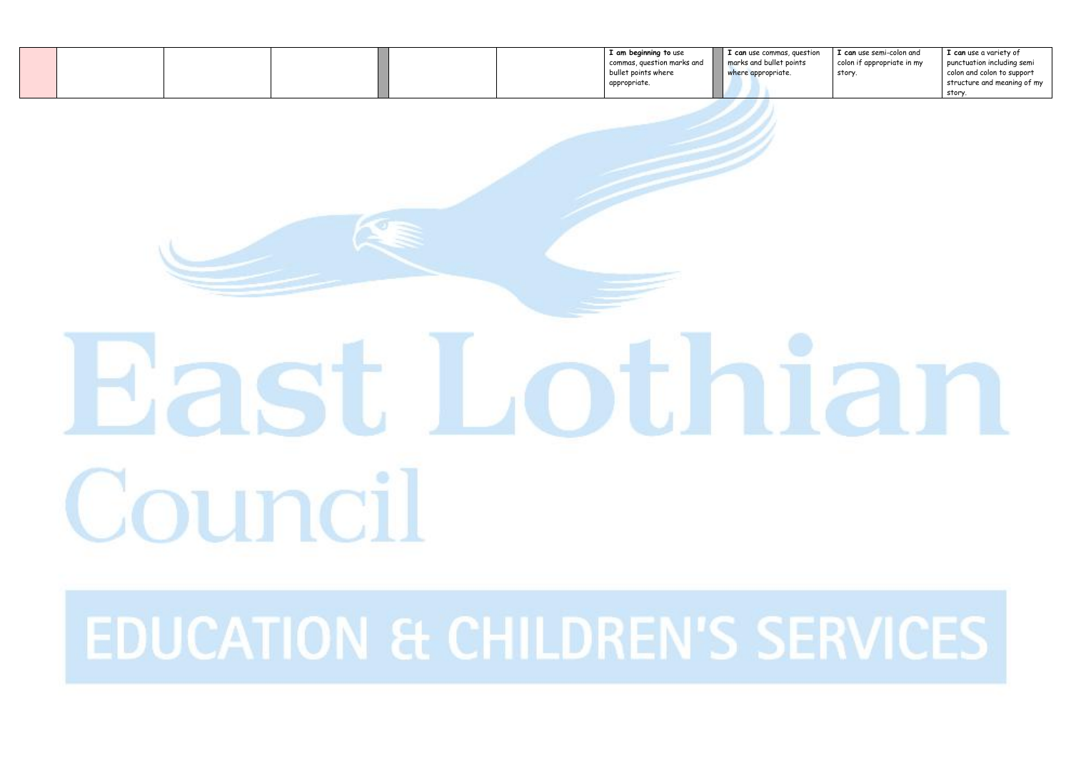| | | | | | | | | | | | |
|---|---|---|---|---|---|---|---|---|---|---|---|
| | | | | | | | **I am beginning to** use commas, question marks and bullet points where appropriate. | | **I can** use commas, question marks and bullet points where appropriate. | **I can** use semi-colon and colon if appropriate in my story. | **I can** use a variety of punctuation including semi colon and colon to support structure and meaning of my story. |